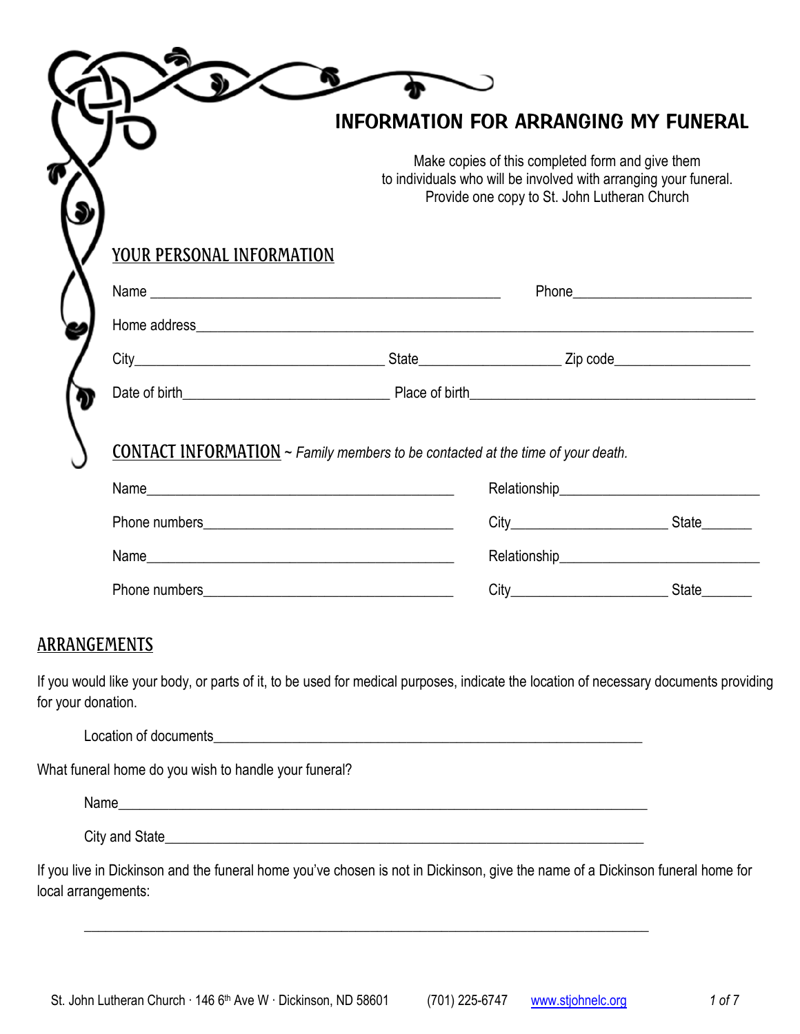# INFORMATION FOR ARRANGING MY FUNERAL

Make copies of this completed form and give them
to individuals who will be involved with arranging your funeral.
Provide one copy to St. John Lutheran Church

## YOUR PERSONAL INFORMATION

Name ______________________________________________ Phone______________________

Home address_________________________________________________________________________

City_________________________________ State__________________ Zip code_________________

Date of birth___________________________ Place of birth______________________________________

## CONTACT INFORMATION ~ *Family members to be contacted at the time of your death.*

Name________________________________________ Relationship_________________________

Phone numbers_________________________________ City____________________ State______

Name________________________________________ Relationship_________________________

Phone numbers_________________________________ City____________________ State______

## ARRANGEMENTS

If you would like your body, or parts of it, to be used for medical purposes, indicate the location of necessary documents providing for your donation.

Location of documents_________________________________________________________

What funeral home do you wish to handle your funeral?

Name_____________________________________________________________________

City and State_______________________________________________________________

If you live in Dickinson and the funeral home you've chosen is not in Dickinson, give the name of a Dickinson funeral home for local arrangements:

___________________________________________________________________________

St. John Lutheran Church · 146 6th Ave W · Dickinson, ND 58601 (701) 225-6747 www.stjohnelc.org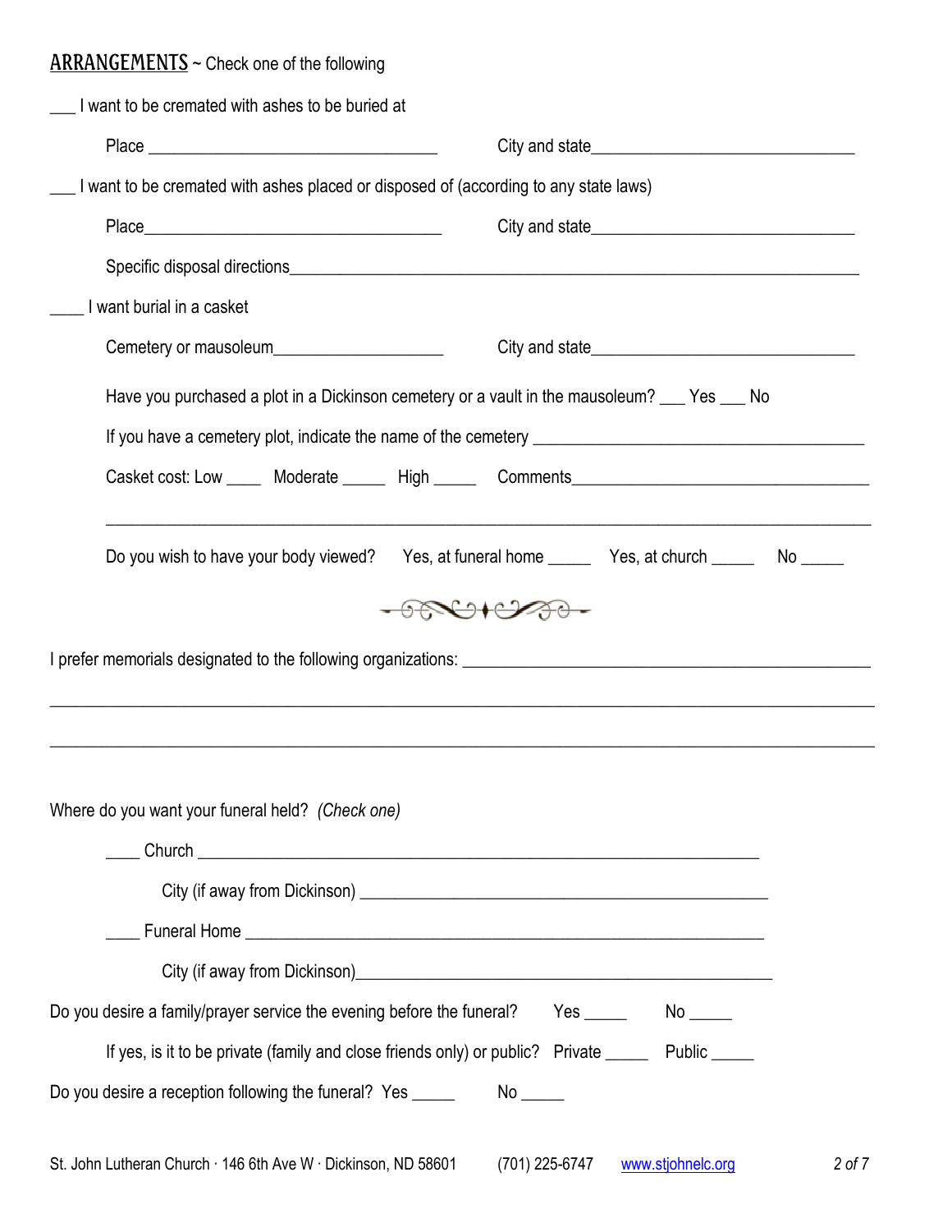## ARRANGEMENTS ~ Check one of the following

___ I want to be cremated with ashes to be buried at

Place _________________________________ City and state_____________________________

___ I want to be cremated with ashes placed or disposed of (according to any state laws)

Place_________________________________ City and state_____________________________

Specific disposal directions_______________________________________________________________

____ I want burial in a casket

Cemetery or mausoleum___________________ City and state_____________________________

Have you purchased a plot in a Dickinson cemetery or a vault in the mausoleum? ___ Yes ___ No

If you have a cemetery plot, indicate the name of the cemetery ______________________________________

Casket cost: Low ____ Moderate _____ High _____ Comments_________________________________

_____________________________________________________________________________________

Do you wish to have your body viewed? Yes, at funeral home _____ Yes, at church _____ No _____

I prefer memorials designated to the following organizations: ____________________________________________

_____________________________________________________________________________________

_____________________________________________________________________________________

Where do you want your funeral held? *(Check one)*

____ Church _______________________________________________________________

City (if away from Dickinson) ______________________________________________

____ Funeral Home __________________________________________________________

City (if away from Dickinson)______________________________________________

Do you desire a family/prayer service the evening before the funeral? Yes _____ No _____

If yes, is it to be private (family and close friends only) or public? Private _____ Public _____

Do you desire a reception following the funeral? Yes _____ No _____

St. John Lutheran Church · 146 6th Ave W · Dickinson, ND 58601 (701) 225-6747 www.stjohnelc.org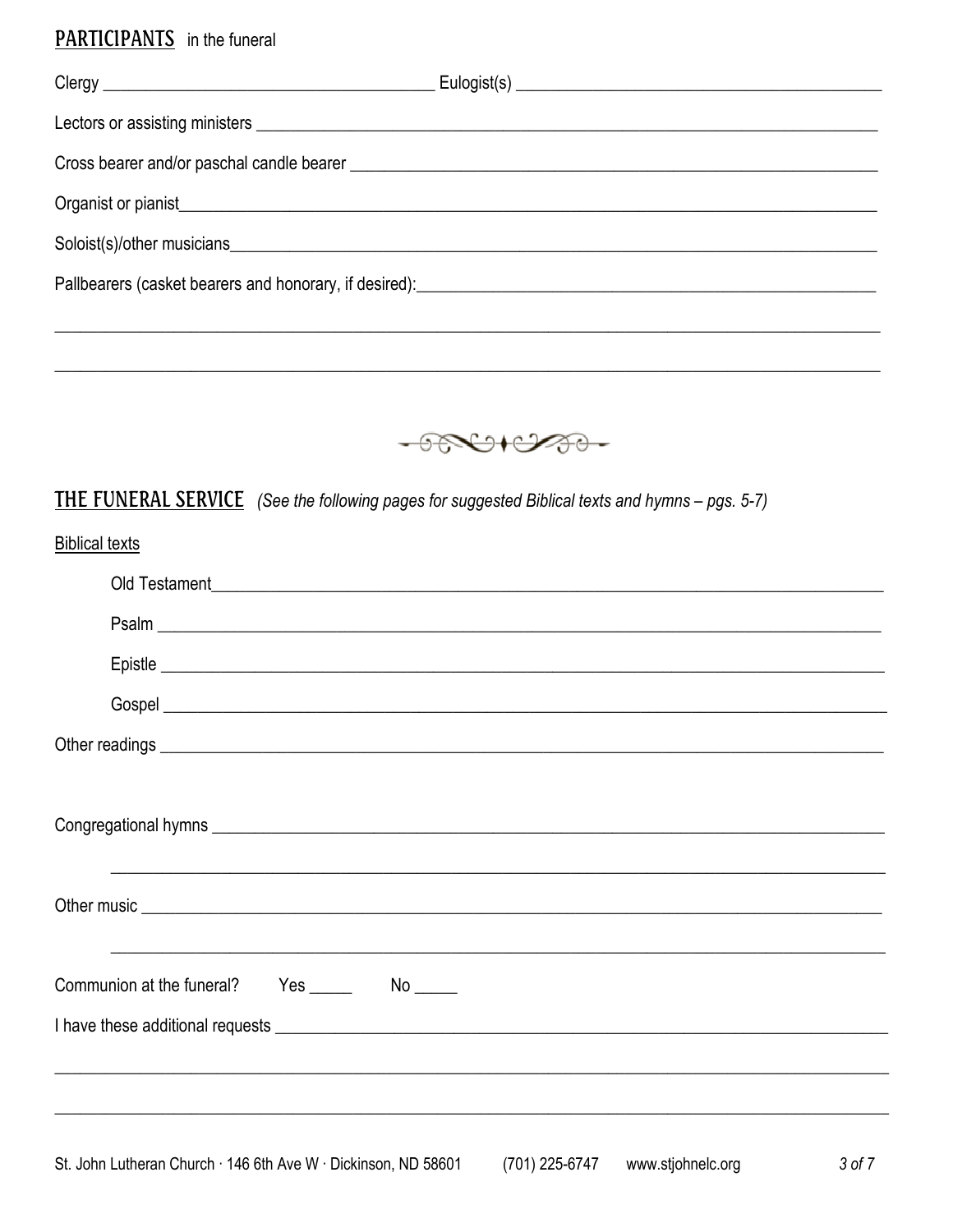## PARTICIPANTS in the funeral

Clergy _______________________________________ Eulogist(s) _________________________________________

Lectors or assisting ministers ____________________________________________________________________________

Cross bearer and/or paschal candle bearer ________________________________________________________________

Organist or pianist______________________________________________________________________________________

Soloist(s)/other musicians________________________________________________________________________________

Pallbearers (casket bearers and honorary, if desired):_______________________________________________________

______________________________________________________________________________________________________

______________________________________________________________________________________________________

## THE FUNERAL SERVICE *(See the following pages for suggested Biblical texts and hymns – pgs. 5-7)*

Biblical texts

Old Testament___________________________________________________________________________________

Psalm _________________________________________________________________________________________

Epistle ________________________________________________________________________________________

Gospel ________________________________________________________________________________________

Other readings _________________________________________________________________________________________

Congregational hymns ___________________________________________________________________________________

______________________________________________________________________________________________________

Other music ____________________________________________________________________________________________

______________________________________________________________________________________________________

Communion at the funeral? Yes _____ No _____

I have these additional requests ___________________________________________________________________________

______________________________________________________________________________________________________

______________________________________________________________________________________________________

St. John Lutheran Church · 146 6th Ave W · Dickinson, ND 58601 (701) 225-6747 www.stjohnelc.org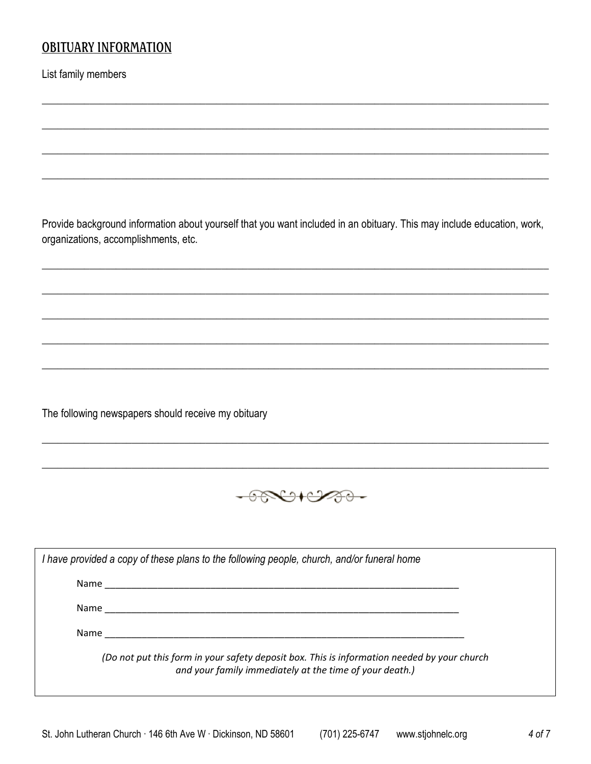## OBITUARY INFORMATION

List family members

\_\_\_\_\_\_\_\_\_\_\_\_\_\_\_\_\_\_\_\_\_\_\_\_\_\_\_\_\_\_\_\_\_\_\_\_\_\_\_\_\_\_\_\_\_\_\_\_\_\_\_\_\_\_\_\_\_\_\_\_\_\_\_\_\_\_\_\_\_\_\_\_\_\_\_\_

\_\_\_\_\_\_\_\_\_\_\_\_\_\_\_\_\_\_\_\_\_\_\_\_\_\_\_\_\_\_\_\_\_\_\_\_\_\_\_\_\_\_\_\_\_\_\_\_\_\_\_\_\_\_\_\_\_\_\_\_\_\_\_\_\_\_\_\_\_\_\_\_\_\_\_\_

\_\_\_\_\_\_\_\_\_\_\_\_\_\_\_\_\_\_\_\_\_\_\_\_\_\_\_\_\_\_\_\_\_\_\_\_\_\_\_\_\_\_\_\_\_\_\_\_\_\_\_\_\_\_\_\_\_\_\_\_\_\_\_\_\_\_\_\_\_\_\_\_\_\_\_\_

\_\_\_\_\_\_\_\_\_\_\_\_\_\_\_\_\_\_\_\_\_\_\_\_\_\_\_\_\_\_\_\_\_\_\_\_\_\_\_\_\_\_\_\_\_\_\_\_\_\_\_\_\_\_\_\_\_\_\_\_\_\_\_\_\_\_\_\_\_\_\_\_\_\_\_\_

Provide background information about yourself that you want included in an obituary. This may include education, work, organizations, accomplishments, etc.

\_\_\_\_\_\_\_\_\_\_\_\_\_\_\_\_\_\_\_\_\_\_\_\_\_\_\_\_\_\_\_\_\_\_\_\_\_\_\_\_\_\_\_\_\_\_\_\_\_\_\_\_\_\_\_\_\_\_\_\_\_\_\_\_\_\_\_\_\_\_\_\_\_\_\_\_

\_\_\_\_\_\_\_\_\_\_\_\_\_\_\_\_\_\_\_\_\_\_\_\_\_\_\_\_\_\_\_\_\_\_\_\_\_\_\_\_\_\_\_\_\_\_\_\_\_\_\_\_\_\_\_\_\_\_\_\_\_\_\_\_\_\_\_\_\_\_\_\_\_\_\_\_

\_\_\_\_\_\_\_\_\_\_\_\_\_\_\_\_\_\_\_\_\_\_\_\_\_\_\_\_\_\_\_\_\_\_\_\_\_\_\_\_\_\_\_\_\_\_\_\_\_\_\_\_\_\_\_\_\_\_\_\_\_\_\_\_\_\_\_\_\_\_\_\_\_\_\_\_

\_\_\_\_\_\_\_\_\_\_\_\_\_\_\_\_\_\_\_\_\_\_\_\_\_\_\_\_\_\_\_\_\_\_\_\_\_\_\_\_\_\_\_\_\_\_\_\_\_\_\_\_\_\_\_\_\_\_\_\_\_\_\_\_\_\_\_\_\_\_\_\_\_\_\_\_

\_\_\_\_\_\_\_\_\_\_\_\_\_\_\_\_\_\_\_\_\_\_\_\_\_\_\_\_\_\_\_\_\_\_\_\_\_\_\_\_\_\_\_\_\_\_\_\_\_\_\_\_\_\_\_\_\_\_\_\_\_\_\_\_\_\_\_\_\_\_\_\_\_\_\_\_

The following newspapers should receive my obituary

\_\_\_\_\_\_\_\_\_\_\_\_\_\_\_\_\_\_\_\_\_\_\_\_\_\_\_\_\_\_\_\_\_\_\_\_\_\_\_\_\_\_\_\_\_\_\_\_\_\_\_\_\_\_\_\_\_\_\_\_\_\_\_\_\_\_\_\_\_\_\_\_\_\_\_\_

\_\_\_\_\_\_\_\_\_\_\_\_\_\_\_\_\_\_\_\_\_\_\_\_\_\_\_\_\_\_\_\_\_\_\_\_\_\_\_\_\_\_\_\_\_\_\_\_\_\_\_\_\_\_\_\_\_\_\_\_\_\_\_\_\_\_\_\_\_\_\_\_\_\_\_\_

*I have provided a copy of these plans to the following people, church, and/or funeral home*

Name \_\_\_\_\_\_\_\_\_\_\_\_\_\_\_\_\_\_\_\_\_\_\_\_\_\_\_\_\_\_\_\_\_\_\_\_\_\_\_\_\_\_\_\_\_\_\_\_\_\_\_\_\_\_\_\_\_\_\_\_\_\_

Name \_\_\_\_\_\_\_\_\_\_\_\_\_\_\_\_\_\_\_\_\_\_\_\_\_\_\_\_\_\_\_\_\_\_\_\_\_\_\_\_\_\_\_\_\_\_\_\_\_\_\_\_\_\_\_\_\_\_\_\_\_\_

Name \_\_\_\_\_\_\_\_\_\_\_\_\_\_\_\_\_\_\_\_\_\_\_\_\_\_\_\_\_\_\_\_\_\_\_\_\_\_\_\_\_\_\_\_\_\_\_\_\_\_\_\_\_\_\_\_\_\_\_\_\_\_

*(Do not put this form in your safety deposit box. This is information needed by your church and your family immediately at the time of your death.)*

St. John Lutheran Church · 146 6th Ave W · Dickinson, ND 58601 (701) 225-6747 www.stjohnelc.org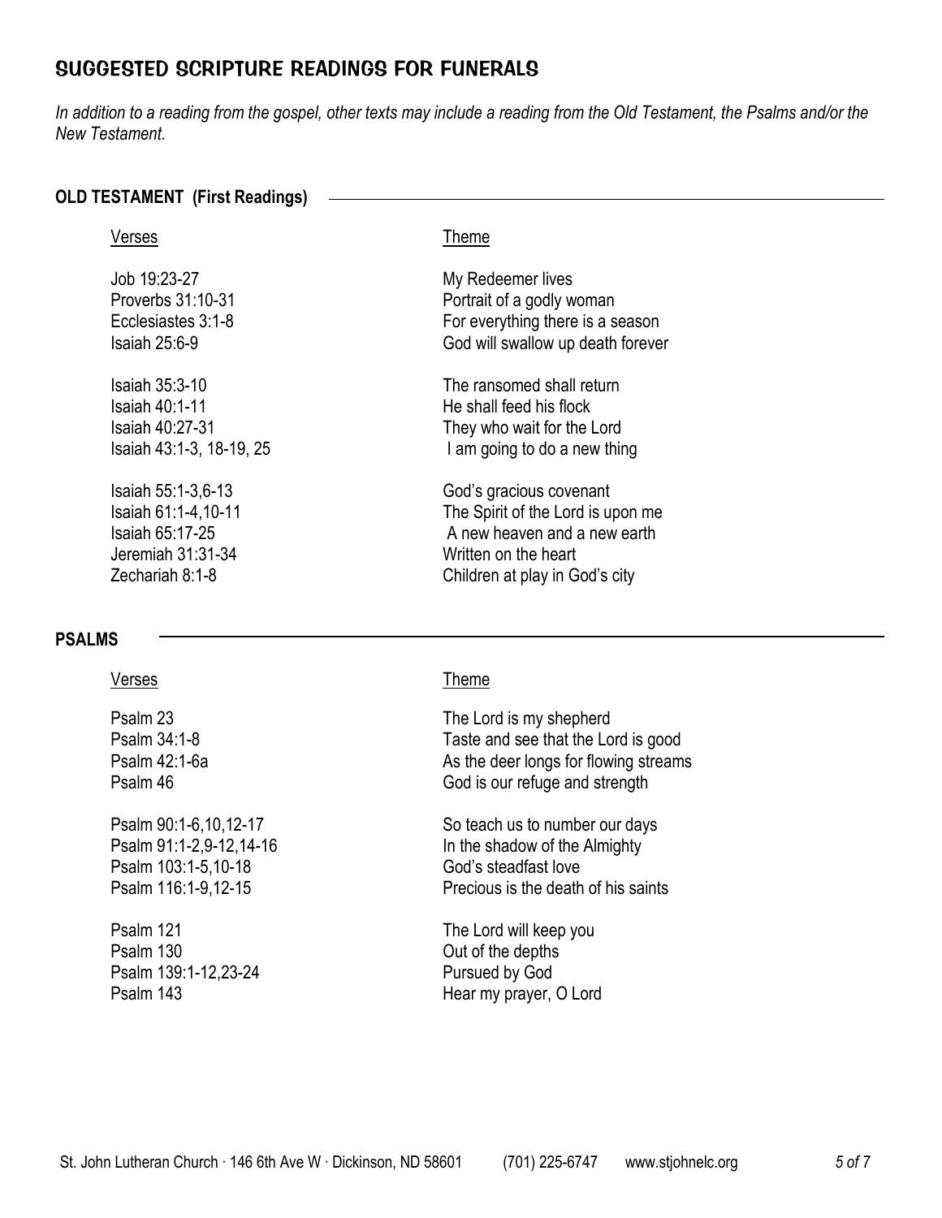# SUGGESTED SCRIPTURE READINGS FOR FUNERALS

*In addition to a reading from the gospel, other texts may include a reading from the Old Testament, the Psalms and/or the New Testament.*

## OLD TESTAMENT (First Readings)

| Verses | Theme |
|---|---|
| Job 19:23-27 | My Redeemer lives |
| Proverbs 31:10-31 | Portrait of a godly woman |
| Ecclesiastes 3:1-8 | For everything there is a season |
| Isaiah 25:6-9 | God will swallow up death forever |
| Isaiah 35:3-10 | The ransomed shall return |
| Isaiah 40:1-11 | He shall feed his flock |
| Isaiah 40:27-31 | They who wait for the Lord |
| Isaiah 43:1-3, 18-19, 25 | I am going to do a new thing |
| Isaiah 55:1-3,6-13 | God's gracious covenant |
| Isaiah 61:1-4,10-11 | The Spirit of the Lord is upon me |
| Isaiah 65:17-25 | A new heaven and a new earth |
| Jeremiah 31:31-34 | Written on the heart |
| Zechariah 8:1-8 | Children at play in God's city |

## PSALMS

| Verses | Theme |
|---|---|
| Psalm 23 | The Lord is my shepherd |
| Psalm 34:1-8 | Taste and see that the Lord is good |
| Psalm 42:1-6a | As the deer longs for flowing streams |
| Psalm 46 | God is our refuge and strength |
| Psalm 90:1-6,10,12-17 | So teach us to number our days |
| Psalm 91:1-2,9-12,14-16 | In the shadow of the Almighty |
| Psalm 103:1-5,10-18 | God's steadfast love |
| Psalm 116:1-9,12-15 | Precious is the death of his saints |
| Psalm 121 | The Lord will keep you |
| Psalm 130 | Out of the depths |
| Psalm 139:1-12,23-24 | Pursued by God |
| Psalm 143 | Hear my prayer, O Lord |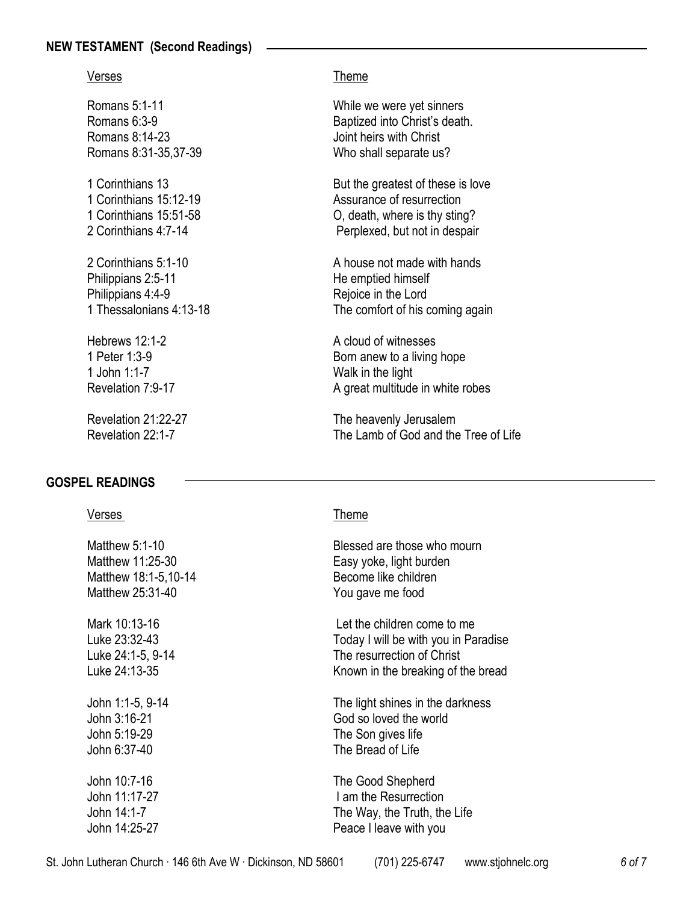## NEW TESTAMENT (Second Readings)

| Verses | Theme |
|---|---|
| Romans 5:1-11 | While we were yet sinners |
| Romans 6:3-9 | Baptized into Christ's death. |
| Romans 8:14-23 | Joint heirs with Christ |
| Romans 8:31-35,37-39 | Who shall separate us? |
| 1 Corinthians 13 | But the greatest of these is love |
| 1 Corinthians 15:12-19 | Assurance of resurrection |
| 1 Corinthians 15:51-58 | O, death, where is thy sting? |
| 2 Corinthians 4:7-14 | Perplexed, but not in despair |
| 2 Corinthians 5:1-10 | A house not made with hands |
| Philippians 2:5-11 | He emptied himself |
| Philippians 4:4-9 | Rejoice in the Lord |
| 1 Thessalonians 4:13-18 | The comfort of his coming again |
| Hebrews 12:1-2 | A cloud of witnesses |
| 1 Peter 1:3-9 | Born anew to a living hope |
| 1 John 1:1-7 | Walk in the light |
| Revelation 7:9-17 | A great multitude in white robes |
| Revelation 21:22-27 | The heavenly Jerusalem |
| Revelation 22:1-7 | The Lamb of God and the Tree of Life |

## GOSPEL READINGS

| Verses | Theme |
|---|---|
| Matthew 5:1-10 | Blessed are those who mourn |
| Matthew 11:25-30 | Easy yoke, light burden |
| Matthew 18:1-5,10-14 | Become like children |
| Matthew 25:31-40 | You gave me food |
| Mark 10:13-16 | Let the children come to me |
| Luke 23:32-43 | Today I will be with you in Paradise |
| Luke 24:1-5, 9-14 | The resurrection of Christ |
| Luke 24:13-35 | Known in the breaking of the bread |
| John 1:1-5, 9-14 | The light shines in the darkness |
| John 3:16-21 | God so loved the world |
| John 5:19-29 | The Son gives life |
| John 6:37-40 | The Bread of Life |
| John 10:7-16 | The Good Shepherd |
| John 11:17-27 | I am the Resurrection |
| John 14:1-7 | The Way, the Truth, the Life |
| John 14:25-27 | Peace I leave with you |

St. John Lutheran Church · 146 6th Ave W · Dickinson, ND 58601 (701) 225-6747 www.stjohnelc.org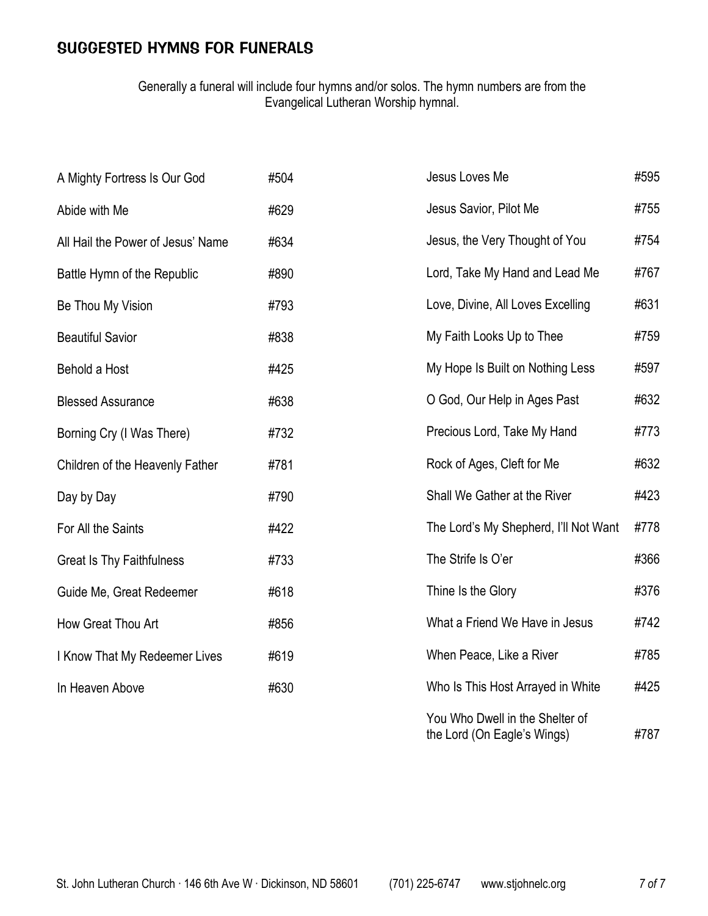# SUGGESTED HYMNS FOR FUNERALS

Generally a funeral will include four hymns and/or solos. The hymn numbers are from the Evangelical Lutheran Worship hymnal.

| | |
|---|---|
| A Mighty Fortress Is Our God | #504 |
| Abide with Me | #629 |
| All Hail the Power of Jesus' Name | #634 |
| Battle Hymn of the Republic | #890 |
| Be Thou My Vision | #793 |
| Beautiful Savior | #838 |
| Behold a Host | #425 |
| Blessed Assurance | #638 |
| Borning Cry (I Was There) | #732 |
| Children of the Heavenly Father | #781 |
| Day by Day | #790 |
| For All the Saints | #422 |
| Great Is Thy Faithfulness | #733 |
| Guide Me, Great Redeemer | #618 |
| How Great Thou Art | #856 |
| I Know That My Redeemer Lives | #619 |
| In Heaven Above | #630 |
| Jesus Loves Me | #595 |
| Jesus Savior, Pilot Me | #755 |
| Jesus, the Very Thought of You | #754 |
| Lord, Take My Hand and Lead Me | #767 |
| Love, Divine, All Loves Excelling | #631 |
| My Faith Looks Up to Thee | #759 |
| My Hope Is Built on Nothing Less | #597 |
| O God, Our Help in Ages Past | #632 |
| Precious Lord, Take My Hand | #773 |
| Rock of Ages, Cleft for Me | #632 |
| Shall We Gather at the River | #423 |
| The Lord's My Shepherd, I'll Not Want | #778 |
| The Strife Is O'er | #366 |
| Thine Is the Glory | #376 |
| What a Friend We Have in Jesus | #742 |
| When Peace, Like a River | #785 |
| Who Is This Host Arrayed in White | #425 |
| You Who Dwell in the Shelter of the Lord (On Eagle's Wings) | #787 |

St. John Lutheran Church · 146 6th Ave W · Dickinson, ND 58601 (701) 225-6747 www.stjohnelc.org